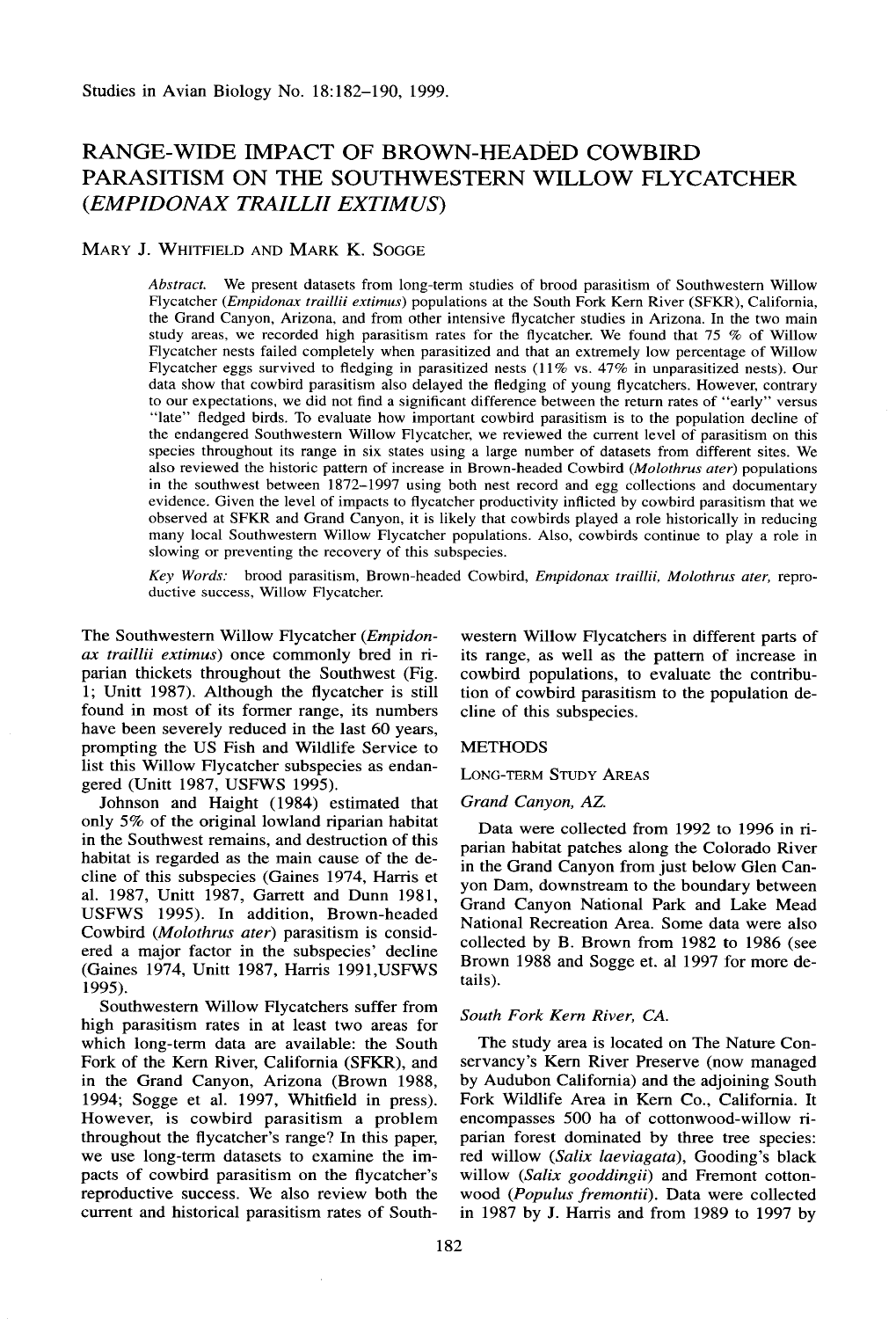Studies in Avian Biology No. 18:182–190, 1999.

# RANGE-WIDE IMPACT OF BROWN-HEADED COWBIRD PARASITISM ON THE SOUTHWESTERN WILLOW FLYCATCHER (*EMPIDONAX TRAILLII EXTIMUS*)

MARY J. WHITFIELD AND MARK K. SOGGE

*Abstract.* We present datasets from long-term studies of brood parasitism of Southwestern Willow Flycatcher (*Empidonax traillii extimus*) populations at the South Fork Kern River (SFKR), California, the Grand Canyon, Arizona, and from other intensive flycatcher studies in Arizona. In the two main study areas, we recorded high parasitism rates for the flycatcher. We found that 75 % of Willow Flycatcher nests failed completely when parasitized and that an extremely low percentage of Willow Flycatcher eggs survived to fledging in parasitized nests (11% vs. 47% in unparasitized nests). Our data show that cowbird parasitism also delayed the fledging of young flycatchers. However, contrary to our expectations, we did not find a significant difference between the return rates of "early" versus "late" fledged birds. To evaluate how important cowbird parasitism is to the population decline of the endangered Southwestern Willow Flycatcher, we reviewed the current level of parasitism on this species throughout its range in six states using a large number of datasets from different sites. We also reviewed the historic pattern of increase in Brown-headed Cowbird (*Molothrus ater*) populations in the southwest between 1872–1997 using both nest record and egg collections and documentary evidence. Given the level of impacts to flycatcher productivity inflicted by cowbird parasitism that we observed at SFKR and Grand Canyon, it is likely that cowbirds played a role historically in reducing many local Southwestern Willow Flycatcher populations. Also, cowbirds continue to play a role in slowing or preventing the recovery of this subspecies.

*Key Words:* brood parasitism, Brown-headed Cowbird, *Empidonax traillii*, *Molothrus ater*, reproductive success, Willow Flycatcher.

The Southwestern Willow Flycatcher (*Empidonax traillii extimus*) once commonly bred in riparian thickets throughout the Southwest (Fig. 1; Unitt 1987). Although the flycatcher is still found in most of its former range, its numbers have been severely reduced in the last 60 years, prompting the US Fish and Wildlife Service to list this Willow Flycatcher subspecies as endangered (Unitt 1987, USFWS 1995).

Johnson and Haight (1984) estimated that only 5% of the original lowland riparian habitat in the Southwest remains, and destruction of this habitat is regarded as the main cause of the decline of this subspecies (Gaines 1974, Harris et al. 1987, Unitt 1987, Garrett and Dunn 1981, USFWS 1995). In addition, Brown-headed Cowbird (*Molothrus ater*) parasitism is considered a major factor in the subspecies' decline (Gaines 1974, Unitt 1987, Harris 1991,USFWS 1995).

Southwestern Willow Flycatchers suffer from high parasitism rates in at least two areas for which long-term data are available: the South Fork of the Kern River, California (SFKR), and in the Grand Canyon, Arizona (Brown 1988, 1994; Sogge et al. 1997, Whitfield in press). However, is cowbird parasitism a problem throughout the flycatcher's range? In this paper, we use long-term datasets to examine the impacts of cowbird parasitism on the flycatcher's reproductive success. We also review both the current and historical parasitism rates of Southwestern Willow Flycatchers in different parts of its range, as well as the pattern of increase in cowbird populations, to evaluate the contribution of cowbird parasitism to the population decline of this subspecies.

## METHODS

### LONG-TERM STUDY AREAS

#### *Grand Canyon, AZ.*

Data were collected from 1992 to 1996 in riparian habitat patches along the Colorado River in the Grand Canyon from just below Glen Canyon Dam, downstream to the boundary between Grand Canyon National Park and Lake Mead National Recreation Area. Some data were also collected by B. Brown from 1982 to 1986 (see Brown 1988 and Sogge et. al 1997 for more details).

#### *South Fork Kern River, CA.*

The study area is located on The Nature Conservancy's Kern River Preserve (now managed by Audubon California) and the adjoining South Fork Wildlife Area in Kern Co., California. It encompasses 500 ha of cottonwood-willow riparian forest dominated by three tree species: red willow (*Salix laeviagata*), Gooding's black willow (*Salix gooddingii*) and Fremont cottonwood (*Populus fremontii*). Data were collected in 1987 by J. Harris and from 1989 to 1997 by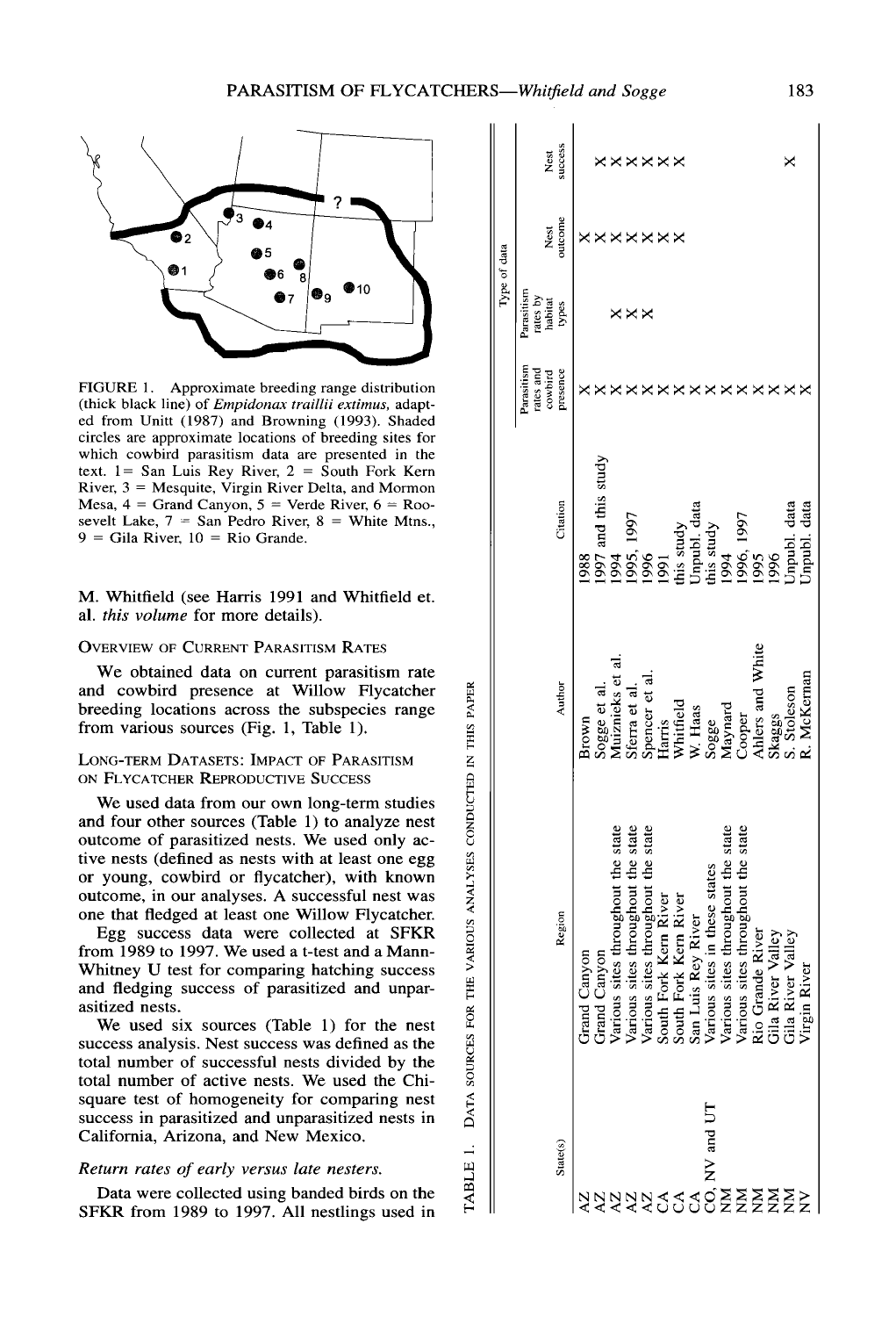FIGURE 1. Approximate breeding range distribution (thick black line) of *Empidonax traillii extimus*, adapted from Unitt (1987) and Browning (1993). Shaded circles are approximate locations of breeding sites for which cowbird parasitism data are presented in the text. 1 = San Luis Rey River, 2 = South Fork Kern River, 3 = Mesquite, Virgin River Delta, and Mormon Mesa, 4 = Grand Canyon, 5 = Verde River, 6 = Roosevelt Lake, 7 = San Pedro River, 8 = White Mtns., 9 = Gila River, 10 = Rio Grande.

M. Whitfield (see Harris 1991 and Whitfield et. al. *this volume* for more details).

### OVERVIEW OF CURRENT PARASITISM RATES

We obtained data on current parasitism rate and cowbird presence at Willow Flycatcher breeding locations across the subspecies range from various sources (Fig. 1, Table 1).

### LONG-TERM DATASETS: IMPACT OF PARASITISM ON FLYCATCHER REPRODUCTIVE SUCCESS

We used data from our own long-term studies and four other sources (Table 1) to analyze nest outcome of parasitized nests. We used only active nests (defined as nests with at least one egg or young, cowbird or flycatcher), with known outcome, in our analyses. A successful nest was one that fledged at least one Willow Flycatcher.

Egg success data were collected at SFKR from 1989 to 1997. We used a t-test and a Mann-Whitney U test for comparing hatching success and fledging success of parasitized and unparasitized nests.

We used six sources (Table 1) for the nest success analysis. Nest success was defined as the total number of successful nests divided by the total number of active nests. We used the Chi-square test of homogeneity for comparing nest success in parasitized and unparasitized nests in California, Arizona, and New Mexico.

*Return rates of early versus late nesters.*

Data were collected using banded birds on the SFKR from 1989 to 1997. All nestlings used in

TABLE 1. DATA SOURCES FOR THE VARIOUS ANALYSES CONDUCTED IN THIS PAPER

| State(s) | Region | Author | Citation | Type of data | | | |
|---|---|---|---|---|---|---|---|
| | | | | Parasitism rates and cowbird presence | Parasitism rates by habitat types | Nest outcome | Nest success |
| AZ | Grand Canyon | Brown | 1988 | X | | X | |
| AZ | Grand Canyon | Sogge et al. | 1997 and this study | X | | X | X |
| AZ | Various sites throughout the state | Muiznieks et al. | 1994 | X | X | X | X |
| AZ | Various sites throughout the state | Sferra et al. | 1995, 1997 | X | X | X | X |
| AZ | Various sites throughout the state | Spencer et al. | 1996 | X | X | X | X |
| CA | South Fork Kern River | Harris | 1991 | X | | X | X |
| CA | South Fork Kern River | Whitfield | this study | X | | X | X |
| CA | San Luis Rey River | W. Haas | Unpubl. data | X | | | |
| CO, NV and UT | Various sites in these states | Sogge | this study | X | | | |
| NM | Various sites throughout the state | Maynard | 1994 | X | | | |
| NM | Various sites throughout the state | Cooper | 1996, 1997 | X | | | |
| NM | Rio Grande River | Ahlers and White | 1995 | X | | | |
| NM | Gila River Valley | Skaggs | 1996 | X | | | |
| NM | Gila River Valley | S. Stoleson | Unpubl. data | X | | | X |
| NV | Virgin River | R. McKernan | Unpubl. data | X | | | |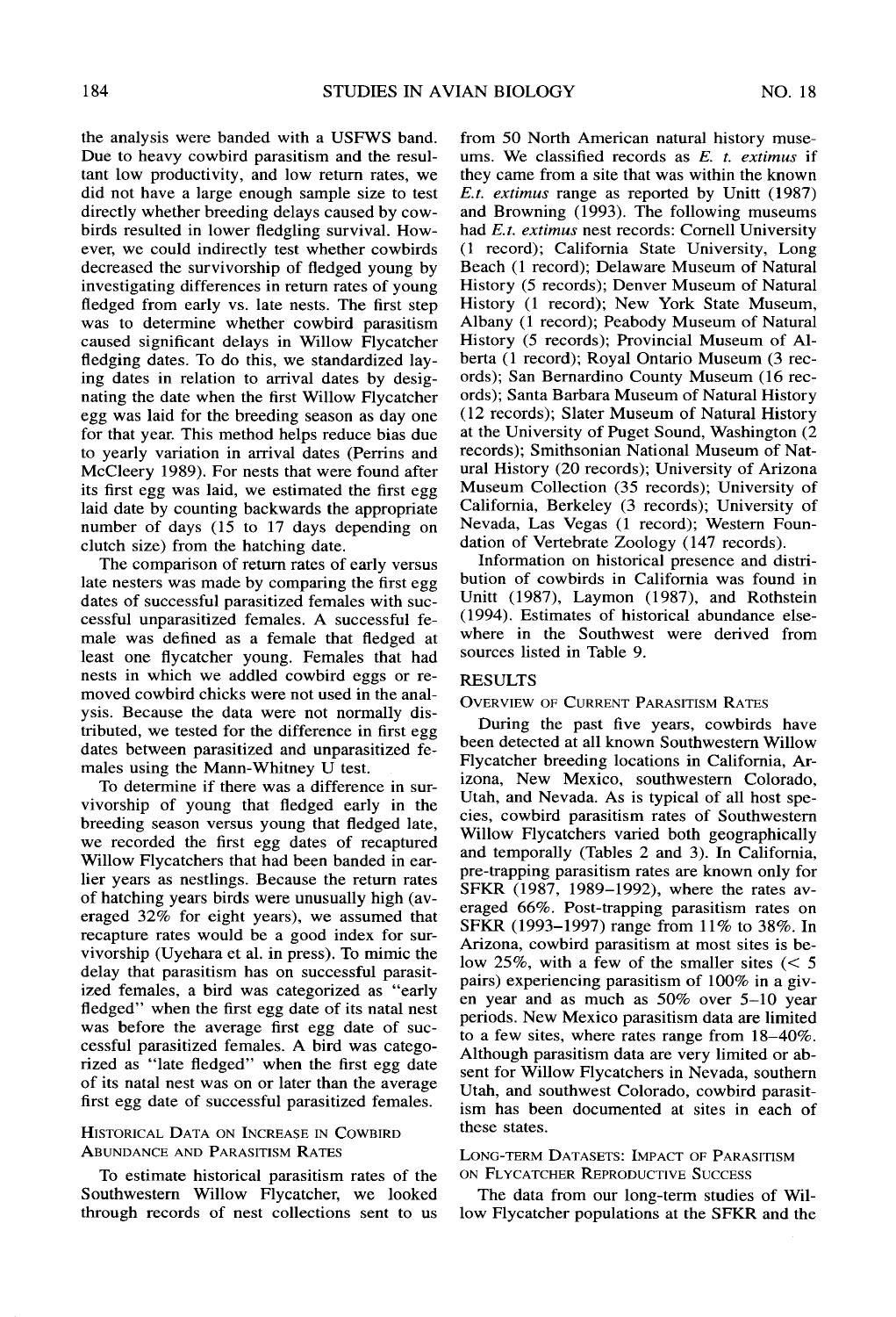the analysis were banded with a USFWS band. Due to heavy cowbird parasitism and the resultant low productivity, and low return rates, we did not have a large enough sample size to test directly whether breeding delays caused by cowbirds resulted in lower fledgling survival. However, we could indirectly test whether cowbirds decreased the survivorship of fledged young by investigating differences in return rates of young fledged from early vs. late nests. The first step was to determine whether cowbird parasitism caused significant delays in Willow Flycatcher fledging dates. To do this, we standardized laying dates in relation to arrival dates by designating the date when the first Willow Flycatcher egg was laid for the breeding season as day one for that year. This method helps reduce bias due to yearly variation in arrival dates (Perrins and McCleery 1989). For nests that were found after its first egg was laid, we estimated the first egg laid date by counting backwards the appropriate number of days (15 to 17 days depending on clutch size) from the hatching date.

The comparison of return rates of early versus late nesters was made by comparing the first egg dates of successful parasitized females with successful unparasitized females. A successful female was defined as a female that fledged at least one flycatcher young. Females that had nests in which we addled cowbird eggs or removed cowbird chicks were not used in the analysis. Because the data were not normally distributed, we tested for the difference in first egg dates between parasitized and unparasitized females using the Mann-Whitney U test.

To determine if there was a difference in survivorship of young that fledged early in the breeding season versus young that fledged late, we recorded the first egg dates of recaptured Willow Flycatchers that had been banded in earlier years as nestlings. Because the return rates of hatching years birds were unusually high (averaged 32% for eight years), we assumed that recapture rates would be a good index for survivorship (Uyehara et al. in press). To mimic the delay that parasitism has on successful parasitized females, a bird was categorized as "early fledged" when the first egg date of its natal nest was before the average first egg date of successful parasitized females. A bird was categorized as "late fledged" when the first egg date of its natal nest was on or later than the average first egg date of successful parasitized females.

### Historical Data on Increase in Cowbird Abundance and Parasitism Rates

To estimate historical parasitism rates of the Southwestern Willow Flycatcher, we looked through records of nest collections sent to us from 50 North American natural history museums. We classified records as *E. t. extimus* if they came from a site that was within the known *E.t. extimus* range as reported by Unitt (1987) and Browning (1993). The following museums had *E.t. extimus* nest records: Cornell University (1 record); California State University, Long Beach (1 record); Delaware Museum of Natural History (5 records); Denver Museum of Natural History (1 record); New York State Museum, Albany (1 record); Peabody Museum of Natural History (5 records); Provincial Museum of Alberta (1 record); Royal Ontario Museum (3 records); San Bernardino County Museum (16 records); Santa Barbara Museum of Natural History (12 records); Slater Museum of Natural History at the University of Puget Sound, Washington (2 records); Smithsonian National Museum of Natural History (20 records); University of Arizona Museum Collection (35 records); University of California, Berkeley (3 records); University of Nevada, Las Vegas (1 record); Western Foundation of Vertebrate Zoology (147 records).

Information on historical presence and distribution of cowbirds in California was found in Unitt (1987), Laymon (1987), and Rothstein (1994). Estimates of historical abundance elsewhere in the Southwest were derived from sources listed in Table 9.

## RESULTS

### Overview of Current Parasitism Rates

During the past five years, cowbirds have been detected at all known Southwestern Willow Flycatcher breeding locations in California, Arizona, New Mexico, southwestern Colorado, Utah, and Nevada. As is typical of all host species, cowbird parasitism rates of Southwestern Willow Flycatchers varied both geographically and temporally (Tables 2 and 3). In California, pre-trapping parasitism rates are known only for SFKR (1987, 1989–1992), where the rates averaged 66%. Post-trapping parasitism rates on SFKR (1993–1997) range from 11% to 38%. In Arizona, cowbird parasitism at most sites is below 25%, with a few of the smaller sites (< 5 pairs) experiencing parasitism of 100% in a given year and as much as 50% over 5–10 year periods. New Mexico parasitism data are limited to a few sites, where rates range from 18–40%. Although parasitism data are very limited or absent for Willow Flycatchers in Nevada, southern Utah, and southwest Colorado, cowbird parasitism has been documented at sites in each of these states.

### Long-term Datasets: Impact of Parasitism on Flycatcher Reproductive Success

The data from our long-term studies of Willow Flycatcher populations at the SFKR and the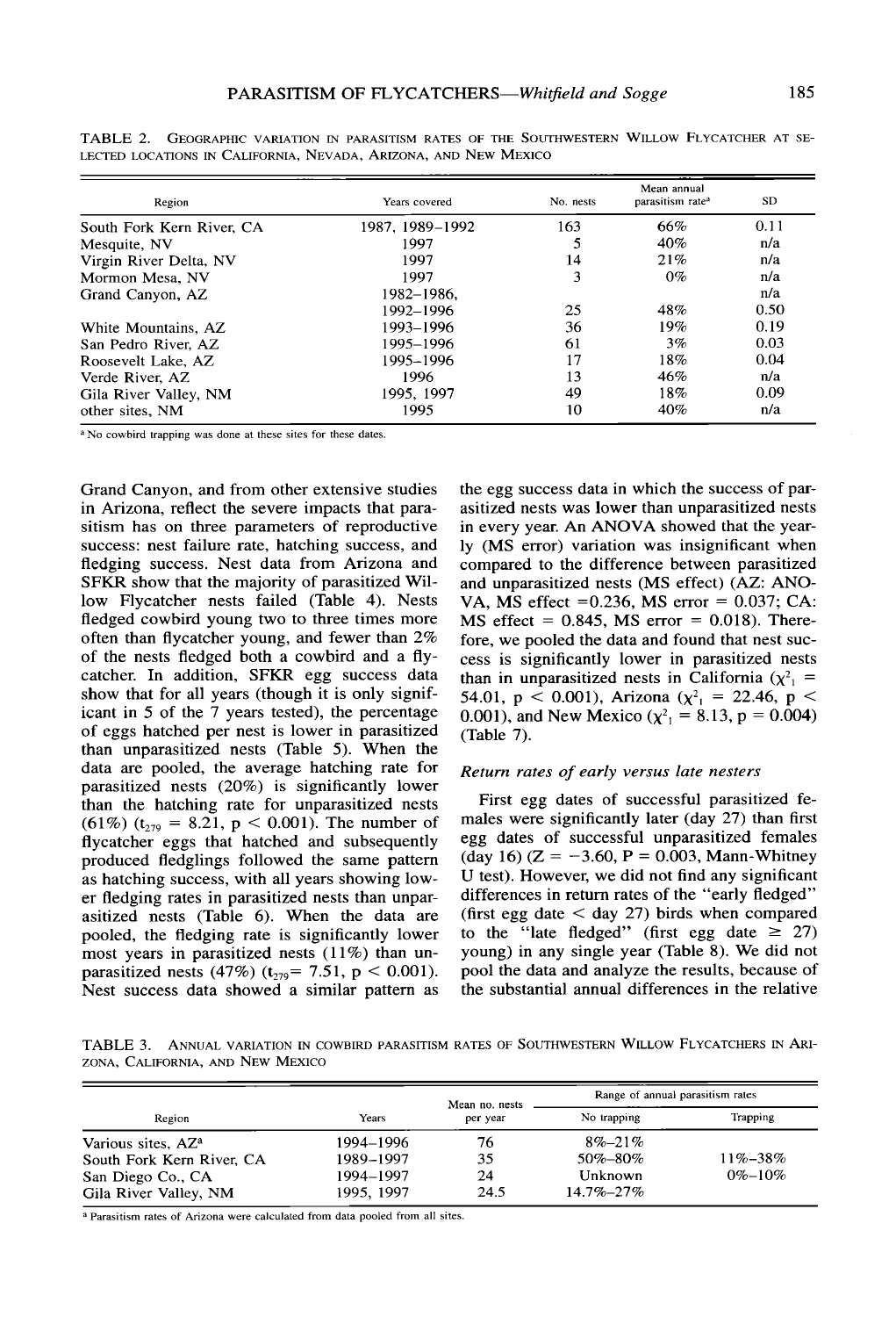TABLE 2. GEOGRAPHIC VARIATION IN PARASITISM RATES OF THE SOUTHWESTERN WILLOW FLYCATCHER AT SELECTED LOCATIONS IN CALIFORNIA, NEVADA, ARIZONA, AND NEW MEXICO

| Region | Years covered | No. nests | Mean annual parasitism rate[a] | SD |
|---|---|---|---|---|
| South Fork Kern River, CA | 1987, 1989–1992 | 163 | 66% | 0.11 |
| Mesquite, NV | 1997 | 5 | 40% | n/a |
| Virgin River Delta, NV | 1997 | 14 | 21% | n/a |
| Mormon Mesa, NV | 1997 | 3 | 0% | n/a |
| Grand Canyon, AZ | 1982–1986, 1992–1996 | 25 | 48% | n/a 0.50 |
| White Mountains, AZ | 1993–1996 | 36 | 19% | 0.19 |
| San Pedro River, AZ | 1995–1996 | 61 | 3% | 0.03 |
| Roosevelt Lake, AZ | 1995–1996 | 17 | 18% | 0.04 |
| Verde River, AZ | 1996 | 13 | 46% | n/a |
| Gila River Valley, NM | 1995, 1997 | 49 | 18% | 0.09 |
| other sites, NM | 1995 | 10 | 40% | n/a |

[a] No cowbird trapping was done at these sites for these dates.

Grand Canyon, and from other extensive studies in Arizona, reflect the severe impacts that parasitism has on three parameters of reproductive success: nest failure rate, hatching success, and fledging success. Nest data from Arizona and SFKR show that the majority of parasitized Willow Flycatcher nests failed (Table 4). Nests fledged cowbird young two to three times more often than flycatcher young, and fewer than 2% of the nests fledged both a cowbird and a flycatcher. In addition, SFKR egg success data show that for all years (though it is only significant in 5 of the 7 years tested), the percentage of eggs hatched per nest is lower in parasitized than unparasitized nests (Table 5). When the data are pooled, the average hatching rate for parasitized nests (20%) is significantly lower than the hatching rate for unparasitized nests (61%) ($t_{279} = 8.21$, $p < 0.001$). The number of flycatcher eggs that hatched and subsequently produced fledglings followed the same pattern as hatching success, with all years showing lower fledging rates in parasitized nests than unparasitized nests (Table 6). When the data are pooled, the fledging rate is significantly lower most years in parasitized nests (11%) than unparasitized nests (47%) ($t_{279} = 7.51$, $p < 0.001$). Nest success data showed a similar pattern as the egg success data in which the success of parasitized nests was lower than unparasitized nests in every year. An ANOVA showed that the yearly (MS error) variation was insignificant when compared to the difference between parasitized and unparasitized nests (MS effect) (AZ: ANOVA, MS effect $= 0.236$, MS error $= 0.037$; CA: MS effect $= 0.845$, MS error $= 0.018$). Therefore, we pooled the data and found that nest success is significantly lower in parasitized nests than in unparasitized nests in California ($\chi^2_1 = 54.01$, $p < 0.001$), Arizona ($\chi^2_1 = 22.46$, $p < 0.001$), and New Mexico ($\chi^2_1 = 8.13$, $p = 0.004$) (Table 7).

### *Return rates of early versus late nesters*

First egg dates of successful parasitized females were significantly later (day 27) than first egg dates of successful unparasitized females (day 16) ($Z = -3.60$, $P = 0.003$, Mann-Whitney U test). However, we did not find any significant differences in return rates of the "early fledged" (first egg date $<$ day 27) birds when compared to the "late fledged" (first egg date $\geq 27$) young) in any single year (Table 8). We did not pool the data and analyze the results, because of the substantial annual differences in the relative

TABLE 3. ANNUAL VARIATION IN COWBIRD PARASITISM RATES OF SOUTHWESTERN WILLOW FLYCATCHERS IN ARIZONA, CALIFORNIA, AND NEW MEXICO

| Region | Years | Mean no. nests per year | Range of annual parasitism rates | |
|---|---|---|---|---|
| | | | No trapping | Trapping |
| Various sites, AZ[a] | 1994–1996 | 76 | 8%–21% | |
| South Fork Kern River, CA | 1989–1997 | 35 | 50%–80% | 11%–38% |
| San Diego Co., CA | 1994–1997 | 24 | Unknown | 0%–10% |
| Gila River Valley, NM | 1995, 1997 | 24.5 | 14.7%–27% | |

[a] Parasitism rates of Arizona were calculated from data pooled from all sites.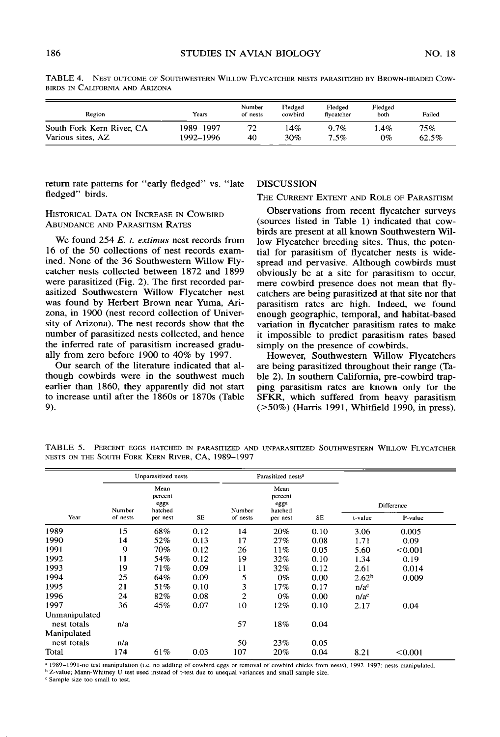TABLE 4. NEST OUTCOME OF SOUTHWESTERN WILLOW FLYCATCHER NESTS PARASITIZED BY BROWN-HEADED COWBIRDS IN CALIFORNIA AND ARIZONA

| Region | Years | Number of nests | Fledged cowbird | Fledged flycatcher | Fledged both | Failed |
|---|---|---|---|---|---|---|
| South Fork Kern River, CA | 1989–1997 | 72 | 14% | 9.7% | 1.4% | 75% |
| Various sites, AZ | 1992–1996 | 40 | 30% | 7.5% | 0% | 62.5% |

return rate patterns for "early fledged" vs. "late fledged" birds.

### HISTORICAL DATA ON INCREASE IN COWBIRD ABUNDANCE AND PARASITISM RATES

We found 254 *E. t. extimus* nest records from 16 of the 50 collections of nest records examined. None of the 36 Southwestern Willow Flycatcher nests collected between 1872 and 1899 were parasitized (Fig. 2). The first recorded parasitized Southwestern Willow Flycatcher nest was found by Herbert Brown near Yuma, Arizona, in 1900 (nest record collection of University of Arizona). The nest records show that the number of parasitized nests collected, and hence the inferred rate of parasitism increased gradually from zero before 1900 to 40% by 1997.

Our search of the literature indicated that although cowbirds were in the southwest much earlier than 1860, they apparently did not start to increase until after the 1860s or 1870s (Table 9).

## DISCUSSION

### THE CURRENT EXTENT AND ROLE OF PARASITISM

Observations from recent flycatcher surveys (sources listed in Table 1) indicated that cowbirds are present at all known Southwestern Willow Flycatcher breeding sites. Thus, the potential for parasitism of flycatcher nests is widespread and pervasive. Although cowbirds must obviously be at a site for parasitism to occur, mere cowbird presence does not mean that flycatchers are being parasitized at that site nor that parasitism rates are high. Indeed, we found enough geographic, temporal, and habitat-based variation in flycatcher parasitism rates to make it impossible to predict parasitism rates based simply on the presence of cowbirds.

However, Southwestern Willow Flycatchers are being parasitized throughout their range (Table 2). In southern California, pre-cowbird trapping parasitism rates are known only for the SFKR, which suffered from heavy parasitism (>50%) (Harris 1991, Whitfield 1990, in press).

TABLE 5. PERCENT EGGS HATCHED IN PARASITIZED AND UNPARASITIZED SOUTHWESTERN WILLOW FLYCATCHER NESTS ON THE SOUTH FORK KERN RIVER, CA, 1989–1997

| | Unparasitized nests | | | Parasitized nests[a] | | | Difference | |
|---|---|---|---|---|---|---|---|---|
| Year | Number of nests | Mean percent eggs hatched per nest | SE | Number of nests | Mean percent eggs hatched per nest | SE | t-value | P-value |
| 1989 | 15 | 68% | 0.12 | 14 | 20% | 0.10 | 3.06 | 0.005 |
| 1990 | 14 | 52% | 0.13 | 17 | 27% | 0.08 | 1.71 | 0.09 |
| 1991 | 9 | 70% | 0.12 | 26 | 11% | 0.05 | 5.60 | <0.001 |
| 1992 | 11 | 54% | 0.12 | 19 | 32% | 0.10 | 1.34 | 0.19 |
| 1993 | 19 | 71% | 0.09 | 11 | 32% | 0.12 | 2.61 | 0.014 |
| 1994 | 25 | 64% | 0.09 | 5 | 0% | 0.00 | 2.62[b] | 0.009 |
| 1995 | 21 | 51% | 0.10 | 3 | 17% | 0.17 | n/a[c] | |
| 1996 | 24 | 82% | 0.08 | 2 | 0% | 0.00 | n/a[c] | |
| 1997 | 36 | 45% | 0.07 | 10 | 12% | 0.10 | 2.17 | 0.04 |
| Unmanipulated nest totals | n/a | | | 57 | 18% | 0.04 | | |
| Manipulated nest totals | n/a | | | 50 | 23% | 0.05 | | |
| Total | 174 | 61% | 0.03 | 107 | 20% | 0.04 | 8.21 | <0.001 |

[a] 1989–1991-no test manipulation (i.e. no addling of cowbird eggs or removal of cowbird chicks from nests), 1992–1997: nests manipulated.
[b] Z-value; Mann-Whitney U test used instead of t-test due to unequal variances and small sample size.
[c] Sample size too small to test.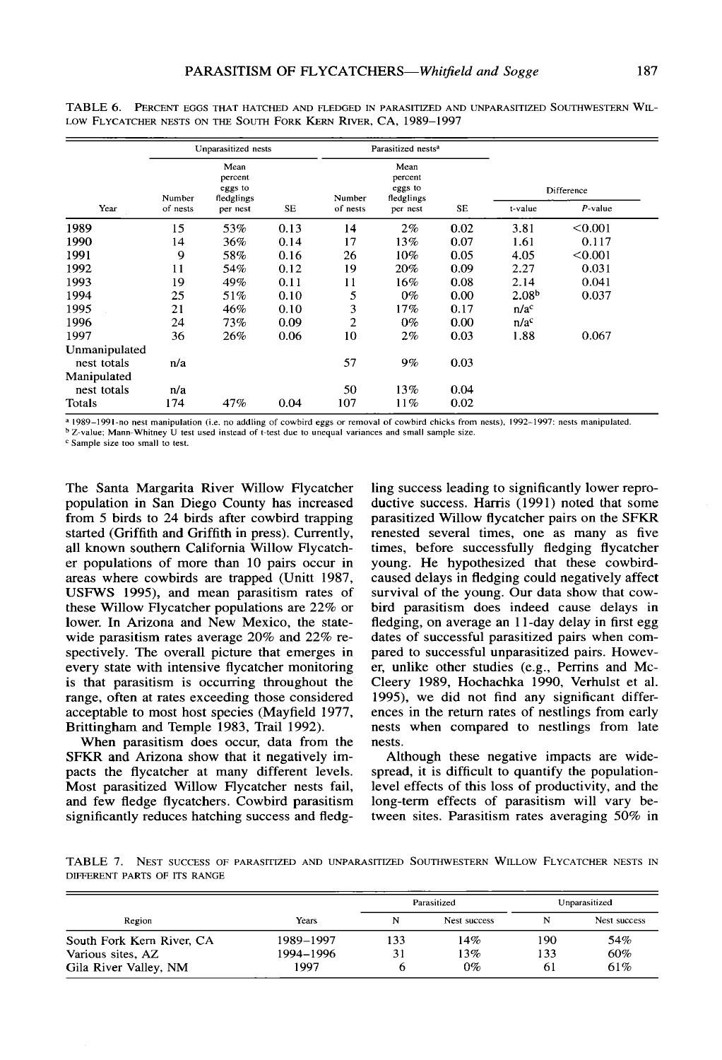TABLE 6. PERCENT EGGS THAT HATCHED AND FLEDGED IN PARASITIZED AND UNPARASITIZED SOUTHWESTERN WILLOW FLYCATCHER NESTS ON THE SOUTH FORK KERN RIVER, CA, 1989–1997

| Year | Unparasitized nests | | | Parasitized nests[a] | | | Difference | |
|---|---|---|---|---|---|---|---|---|
| | Number of nests | Mean percent eggs to fledglings per nest | SE | Number of nests | Mean percent eggs to fledglings per nest | SE | t-value | P-value |
| 1989 | 15 | 53% | 0.13 | 14 | 2% | 0.02 | 3.81 | <0.001 |
| 1990 | 14 | 36% | 0.14 | 17 | 13% | 0.07 | 1.61 | 0.117 |
| 1991 | 9 | 58% | 0.16 | 26 | 10% | 0.05 | 4.05 | <0.001 |
| 1992 | 11 | 54% | 0.12 | 19 | 20% | 0.09 | 2.27 | 0.031 |
| 1993 | 19 | 49% | 0.11 | 11 | 16% | 0.08 | 2.14 | 0.041 |
| 1994 | 25 | 51% | 0.10 | 5 | 0% | 0.00 | 2.08[b] | 0.037 |
| 1995 | 21 | 46% | 0.10 | 3 | 17% | 0.17 | n/a[c] | |
| 1996 | 24 | 73% | 0.09 | 2 | 0% | 0.00 | n/a[c] | |
| 1997 | 36 | 26% | 0.06 | 10 | 2% | 0.03 | 1.88 | 0.067 |
| Unmanipulated nest totals | n/a | | | 57 | 9% | 0.03 | | |
| Manipulated nest totals | n/a | | | 50 | 13% | 0.04 | | |
| Totals | 174 | 47% | 0.04 | 107 | 11% | 0.02 | | |

[a] 1989–1991-no nest manipulation (i.e. no addling of cowbird eggs or removal of cowbird chicks from nests), 1992–1997: nests manipulated.
[b] Z-value; Mann-Whitney U test used instead of t-test due to unequal variances and small sample size.
[c] Sample size too small to test.

The Santa Margarita River Willow Flycatcher population in San Diego County has increased from 5 birds to 24 birds after cowbird trapping started (Griffith and Griffith in press). Currently, all known southern California Willow Flycatcher populations of more than 10 pairs occur in areas where cowbirds are trapped (Unitt 1987, USFWS 1995), and mean parasitism rates of these Willow Flycatcher populations are 22% or lower. In Arizona and New Mexico, the statewide parasitism rates average 20% and 22% respectively. The overall picture that emerges in every state with intensive flycatcher monitoring is that parasitism is occurring throughout the range, often at rates exceeding those considered acceptable to most host species (Mayfield 1977, Brittingham and Temple 1983, Trail 1992).

When parasitism does occur, data from the SFKR and Arizona show that it negatively impacts the flycatcher at many different levels. Most parasitized Willow Flycatcher nests fail, and few fledge flycatchers. Cowbird parasitism significantly reduces hatching success and fledgling success leading to significantly lower reproductive success. Harris (1991) noted that some parasitized Willow flycatcher pairs on the SFKR renested several times, one as many as five times, before successfully fledging flycatcher young. He hypothesized that these cowbird-caused delays in fledging could negatively affect survival of the young. Our data show that cowbird parasitism does indeed cause delays in fledging, on average an 11-day delay in first egg dates of successful parasitized pairs when compared to successful unparasitized pairs. However, unlike other studies (e.g., Perrins and McCleery 1989, Hochachka 1990, Verhulst et al. 1995), we did not find any significant differences in the return rates of nestlings from early nests when compared to nestlings from late nests.

Although these negative impacts are widespread, it is difficult to quantify the population-level effects of this loss of productivity, and the long-term effects of parasitism will vary between sites. Parasitism rates averaging 50% in

TABLE 7. NEST SUCCESS OF PARASITIZED AND UNPARASITIZED SOUTHWESTERN WILLOW FLYCATCHER NESTS IN DIFFERENT PARTS OF ITS RANGE

| Region | Years | Parasitized | | Unparasitized | |
|---|---|---|---|---|---|
| | | N | Nest success | N | Nest success |
| South Fork Kern River, CA | 1989–1997 | 133 | 14% | 190 | 54% |
| Various sites, AZ | 1994–1996 | 31 | 13% | 133 | 60% |
| Gila River Valley, NM | 1997 | 6 | 0% | 61 | 61% |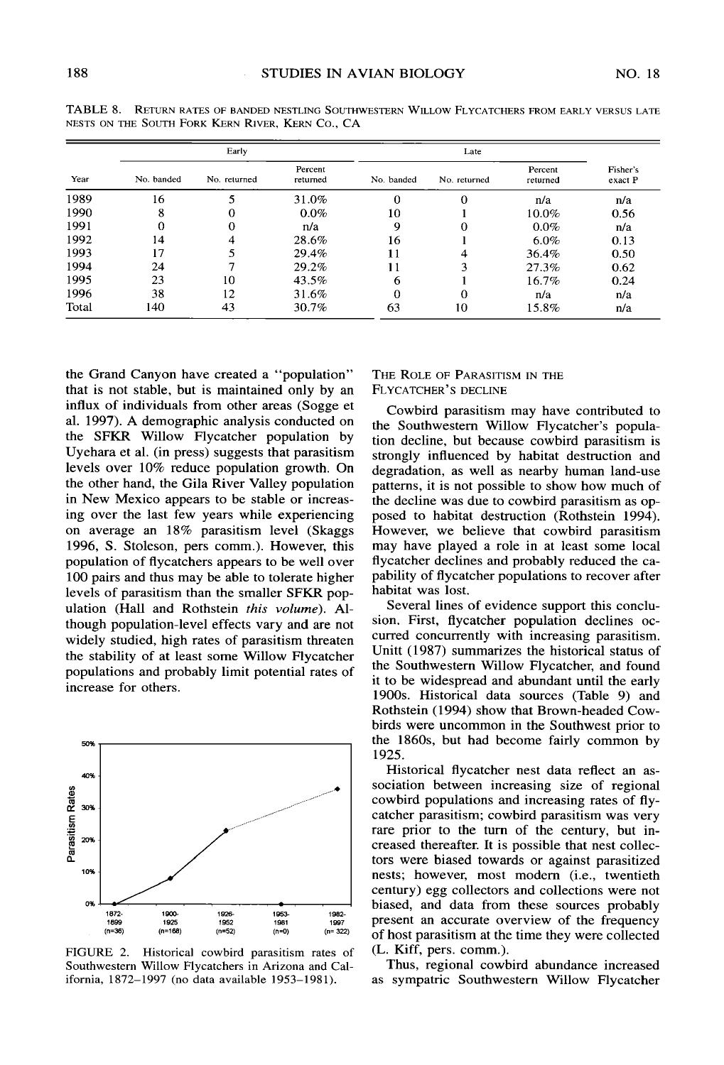TABLE 8. RETURN RATES OF BANDED NESTLING SOUTHWESTERN WILLOW FLYCATCHERS FROM EARLY VERSUS LATE NESTS ON THE SOUTH FORK KERN RIVER, KERN CO., CA

| | Early | | | Late | | | |
|---|---|---|---|---|---|---|---|
| Year | No. banded | No. returned | Percent returned | No. banded | No. returned | Percent returned | Fisher's exact P |
| 1989 | 16 | 5 | 31.0% | 0 | 0 | n/a | n/a |
| 1990 | 8 | 0 | 0.0% | 10 | 1 | 10.0% | 0.56 |
| 1991 | 0 | 0 | n/a | 9 | 0 | 0.0% | n/a |
| 1992 | 14 | 4 | 28.6% | 16 | 1 | 6.0% | 0.13 |
| 1993 | 17 | 5 | 29.4% | 11 | 4 | 36.4% | 0.50 |
| 1994 | 24 | 7 | 29.2% | 11 | 3 | 27.3% | 0.62 |
| 1995 | 23 | 10 | 43.5% | 6 | 1 | 16.7% | 0.24 |
| 1996 | 38 | 12 | 31.6% | 0 | 0 | n/a | n/a |
| Total | 140 | 43 | 30.7% | 63 | 10 | 15.8% | n/a |

the Grand Canyon have created a "population" that is not stable, but is maintained only by an influx of individuals from other areas (Sogge et al. 1997). A demographic analysis conducted on the SFKR Willow Flycatcher population by Uyehara et al. (in press) suggests that parasitism levels over 10% reduce population growth. On the other hand, the Gila River Valley population in New Mexico appears to be stable or increasing over the last few years while experiencing on average an 18% parasitism level (Skaggs 1996, S. Stoleson, pers comm.). However, this population of flycatchers appears to be well over 100 pairs and thus may be able to tolerate higher levels of parasitism than the smaller SFKR population (Hall and Rothstein *this volume*). Although population-level effects vary and are not widely studied, high rates of parasitism threaten the stability of at least some Willow Flycatcher populations and probably limit potential rates of increase for others.

FIGURE 2. Historical cowbird parasitism rates of Southwestern Willow Flycatchers in Arizona and California, 1872–1997 (no data available 1953–1981).

## THE ROLE OF PARASITISM IN THE FLYCATCHER'S DECLINE

Cowbird parasitism may have contributed to the Southwestern Willow Flycatcher's population decline, but because cowbird parasitism is strongly influenced by habitat destruction and degradation, as well as nearby human land-use patterns, it is not possible to show how much of the decline was due to cowbird parasitism as opposed to habitat destruction (Rothstein 1994). However, we believe that cowbird parasitism may have played a role in at least some local flycatcher declines and probably reduced the capability of flycatcher populations to recover after habitat was lost.

Several lines of evidence support this conclusion. First, flycatcher population declines occurred concurrently with increasing parasitism. Unitt (1987) summarizes the historical status of the Southwestern Willow Flycatcher, and found it to be widespread and abundant until the early 1900s. Historical data sources (Table 9) and Rothstein (1994) show that Brown-headed Cowbirds were uncommon in the Southwest prior to the 1860s, but had become fairly common by 1925.

Historical flycatcher nest data reflect an association between increasing size of regional cowbird populations and increasing rates of flycatcher parasitism; cowbird parasitism was very rare prior to the turn of the century, but increased thereafter. It is possible that nest collectors were biased towards or against parasitized nests; however, most modern (i.e., twentieth century) egg collectors and collections were not biased, and data from these sources probably present an accurate overview of the frequency of host parasitism at the time they were collected (L. Kiff, pers. comm.).

Thus, regional cowbird abundance increased as sympatric Southwestern Willow Flycatcher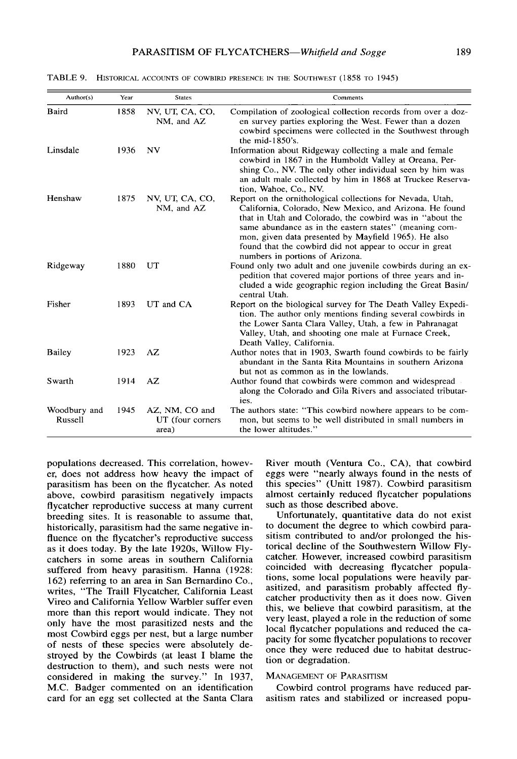TABLE 9. HISTORICAL ACCOUNTS OF COWBIRD PRESENCE IN THE SOUTHWEST (1858 TO 1945)

| Author(s) | Year | States | Comments |
|---|---|---|---|
| Baird | 1858 | NV, UT, CA, CO, NM, and AZ | Compilation of zoological collection records from over a dozen survey parties exploring the West. Fewer than a dozen cowbird specimens were collected in the Southwest through the mid-1850's. |
| Linsdale | 1936 | NV | Information about Ridgeway collecting a male and female cowbird in 1867 in the Humboldt Valley at Oreana, Pershing Co., NV. The only other individual seen by him was an adult male collected by him in 1868 at Truckee Reservation, Wahoe, Co., NV. |
| Henshaw | 1875 | NV, UT, CA, CO, NM, and AZ | Report on the ornithological collections for Nevada, Utah, California, Colorado, New Mexico, and Arizona. He found that in Utah and Colorado, the cowbird was in "about the same abundance as in the eastern states" (meaning common, given data presented by Mayfield 1965). He also found that the cowbird did not appear to occur in great numbers in portions of Arizona. |
| Ridgeway | 1880 | UT | Found only two adult and one juvenile cowbirds during an expedition that covered major portions of three years and included a wide geographic region including the Great Basin/central Utah. |
| Fisher | 1893 | UT and CA | Report on the biological survey for The Death Valley Expedition. The author only mentions finding several cowbirds in the Lower Santa Clara Valley, Utah, a few in Pahranagat Valley, Utah, and shooting one male at Furnace Creek, Death Valley, California. |
| Bailey | 1923 | AZ | Author notes that in 1903, Swarth found cowbirds to be fairly abundant in the Santa Rita Mountains in southern Arizona but not as common as in the lowlands. |
| Swarth | 1914 | AZ | Author found that cowbirds were common and widespread along the Colorado and Gila Rivers and associated tributaries. |
| Woodbury and Russell | 1945 | AZ, NM, CO and UT (four corners area) | The authors state: "This cowbird nowhere appears to be common, but seems to be well distributed in small numbers in the lower altitudes." |

populations decreased. This correlation, however, does not address how heavy the impact of parasitism has been on the flycatcher. As noted above, cowbird parasitism negatively impacts flycatcher reproductive success at many current breeding sites. It is reasonable to assume that, historically, parasitism had the same negative influence on the flycatcher's reproductive success as it does today. By the late 1920s, Willow Flycatchers in some areas in southern California suffered from heavy parasitism. Hanna (1928: 162) referring to an area in San Bernardino Co., writes, "The Traill Flycatcher, California Least Vireo and California Yellow Warbler suffer even more than this report would indicate. They not only have the most parasitized nests and the most Cowbird eggs per nest, but a large number of nests of these species were absolutely destroyed by the Cowbirds (at least I blame the destruction to them), and such nests were not considered in making the survey." In 1937, M.C. Badger commented on an identification card for an egg set collected at the Santa Clara River mouth (Ventura Co., CA), that cowbird eggs were "nearly always found in the nests of this species" (Unitt 1987). Cowbird parasitism almost certainly reduced flycatcher populations such as those described above.

Unfortunately, quantitative data do not exist to document the degree to which cowbird parasitism contributed to and/or prolonged the historical decline of the Southwestern Willow Flycatcher. However, increased cowbird parasitism coincided with decreasing flycatcher populations, some local populations were heavily parasitized, and parasitism probably affected flycatcher productivity then as it does now. Given this, we believe that cowbird parasitism, at the very least, played a role in the reduction of some local flycatcher populations and reduced the capacity for some flycatcher populations to recover once they were reduced due to habitat destruction or degradation.

## MANAGEMENT OF PARASITISM

Cowbird control programs have reduced parasitism rates and stabilized or increased popu-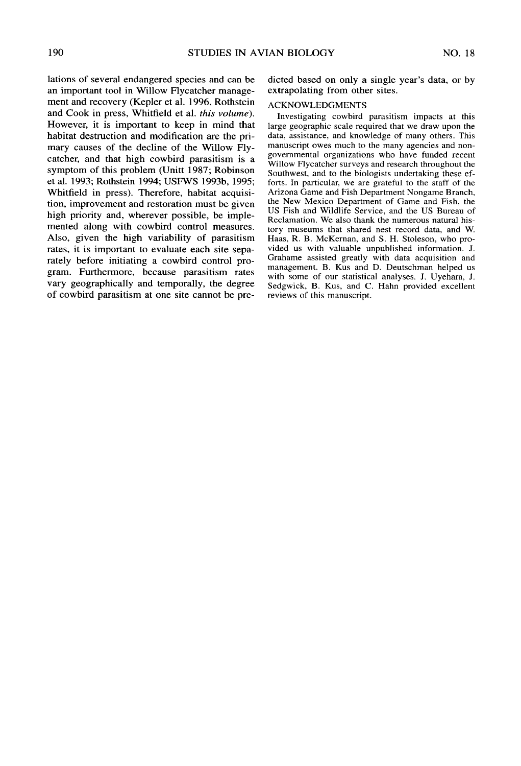lations of several endangered species and can be an important tool in Willow Flycatcher management and recovery (Kepler et al. 1996, Rothstein and Cook in press, Whitfield et al. *this volume*). However, it is important to keep in mind that habitat destruction and modification are the primary causes of the decline of the Willow Flycatcher, and that high cowbird parasitism is a symptom of this problem (Unitt 1987; Robinson et al. 1993; Rothstein 1994; USFWS 1993b, 1995; Whitfield in press). Therefore, habitat acquisition, improvement and restoration must be given high priority and, wherever possible, be implemented along with cowbird control measures. Also, given the high variability of parasitism rates, it is important to evaluate each site separately before initiating a cowbird control program. Furthermore, because parasitism rates vary geographically and temporally, the degree of cowbird parasitism at one site cannot be predicted based on only a single year's data, or by extrapolating from other sites.

## ACKNOWLEDGMENTS

Investigating cowbird parasitism impacts at this large geographic scale required that we draw upon the data, assistance, and knowledge of many others. This manuscript owes much to the many agencies and nongovernmental organizations who have funded recent Willow Flycatcher surveys and research throughout the Southwest, and to the biologists undertaking these efforts. In particular, we are grateful to the staff of the Arizona Game and Fish Department Nongame Branch, the New Mexico Department of Game and Fish, the US Fish and Wildlife Service, and the US Bureau of Reclamation. We also thank the numerous natural history museums that shared nest record data, and W. Haas, R. B. McKernan, and S. H. Stoleson, who provided us with valuable unpublished information. J. Grahame assisted greatly with data acquisition and management. B. Kus and D. Deutschman helped us with some of our statistical analyses. J. Uyehara, J. Sedgwick, B. Kus, and C. Hahn provided excellent reviews of this manuscript.